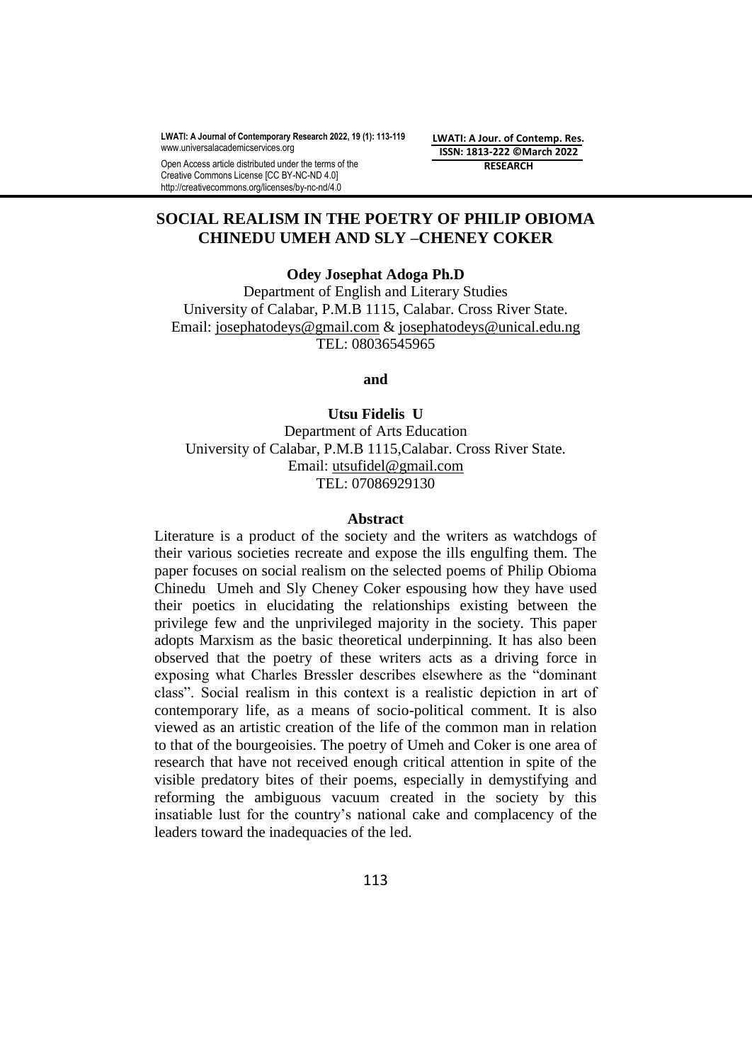# SOCIAL REALISM IN THE POETRY OF PHILIP OBIOMA CHINEDU UMEH AND SLY –CHENEY COKER

**Odey Josephat Adoga Ph.D**

Department of English and Literary Studies
University of Calabar, P.M.B 1115, Calabar. Cross River State.
Email: josephatodeys@gmail.com & josephatodeys@unical.edu.ng
TEL: 08036545965

**and**

**Utsu Fidelis U**

Department of Arts Education
University of Calabar, P.M.B 1115,Calabar. Cross River State.
Email: utsufidel@gmail.com
TEL: 07086929130

## Abstract

Literature is a product of the society and the writers as watchdogs of their various societies recreate and expose the ills engulfing them. The paper focuses on social realism on the selected poems of Philip Obioma Chinedu Umeh and Sly Cheney Coker espousing how they have used their poetics in elucidating the relationships existing between the privilege few and the unprivileged majority in the society. This paper adopts Marxism as the basic theoretical underpinning. It has also been observed that the poetry of these writers acts as a driving force in exposing what Charles Bressler describes elsewhere as the "dominant class". Social realism in this context is a realistic depiction in art of contemporary life, as a means of socio-political comment. It is also viewed as an artistic creation of the life of the common man in relation to that of the bourgeoisies. The poetry of Umeh and Coker is one area of research that have not received enough critical attention in spite of the visible predatory bites of their poems, especially in demystifying and reforming the ambiguous vacuum created in the society by this insatiable lust for the country's national cake and complacency of the leaders toward the inadequacies of the led.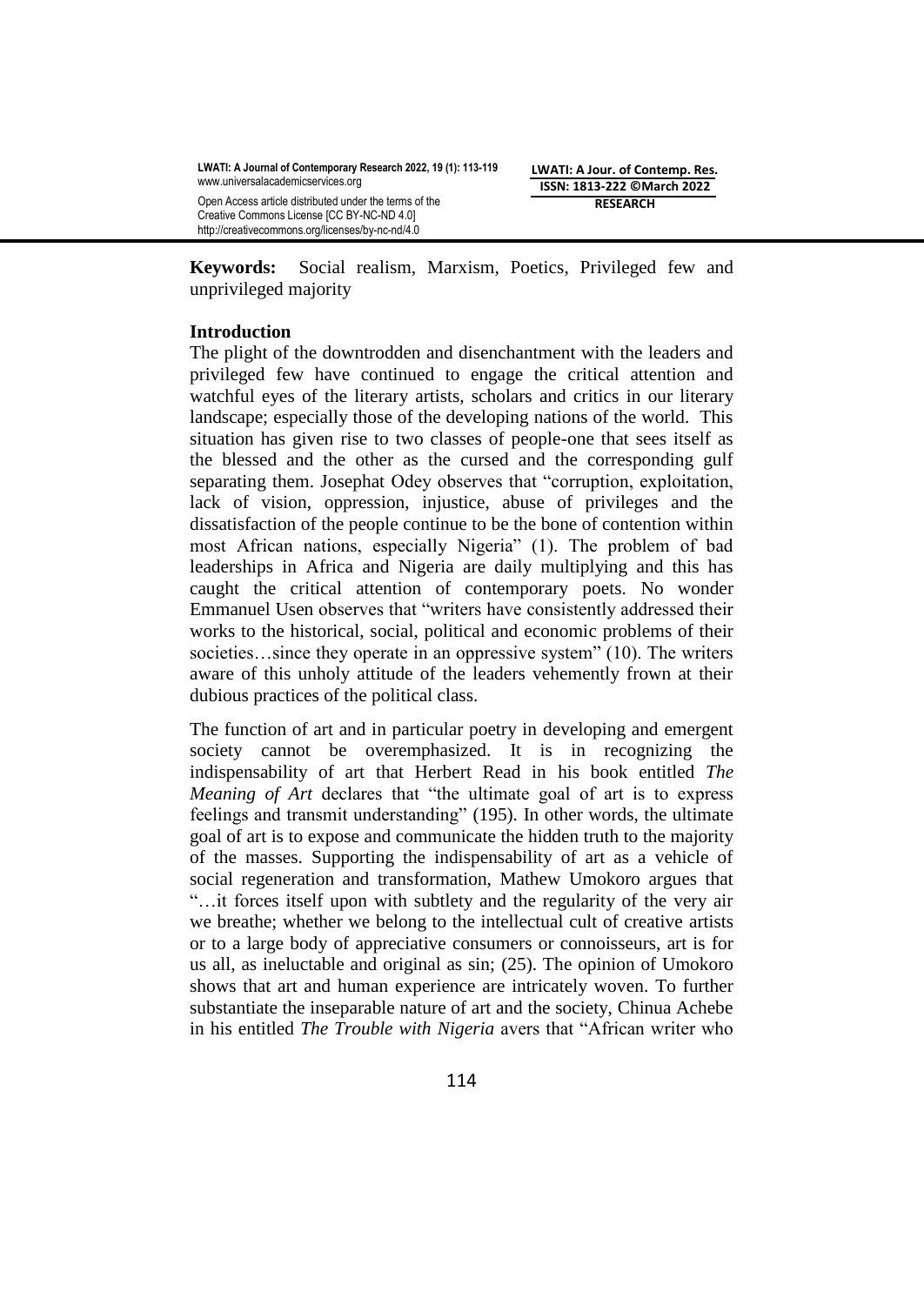**Keywords:** Social realism, Marxism, Poetics, Privileged few and unprivileged majority

**Introduction**

The plight of the downtrodden and disenchantment with the leaders and privileged few have continued to engage the critical attention and watchful eyes of the literary artists, scholars and critics in our literary landscape; especially those of the developing nations of the world. This situation has given rise to two classes of people-one that sees itself as the blessed and the other as the cursed and the corresponding gulf separating them. Josephat Odey observes that "corruption, exploitation, lack of vision, oppression, injustice, abuse of privileges and the dissatisfaction of the people continue to be the bone of contention within most African nations, especially Nigeria" (1). The problem of bad leaderships in Africa and Nigeria are daily multiplying and this has caught the critical attention of contemporary poets. No wonder Emmanuel Usen observes that "writers have consistently addressed their works to the historical, social, political and economic problems of their societies…since they operate in an oppressive system" (10). The writers aware of this unholy attitude of the leaders vehemently frown at their dubious practices of the political class.

The function of art and in particular poetry in developing and emergent society cannot be overemphasized. It is in recognizing the indispensability of art that Herbert Read in his book entitled *The Meaning of Art* declares that "the ultimate goal of art is to express feelings and transmit understanding" (195). In other words, the ultimate goal of art is to expose and communicate the hidden truth to the majority of the masses. Supporting the indispensability of art as a vehicle of social regeneration and transformation, Mathew Umokoro argues that "…it forces itself upon with subtlety and the regularity of the very air we breathe; whether we belong to the intellectual cult of creative artists or to a large body of appreciative consumers or connoisseurs, art is for us all, as ineluctable and original as sin; (25). The opinion of Umokoro shows that art and human experience are intricately woven. To further substantiate the inseparable nature of art and the society, Chinua Achebe in his entitled *The Trouble with Nigeria* avers that "African writer who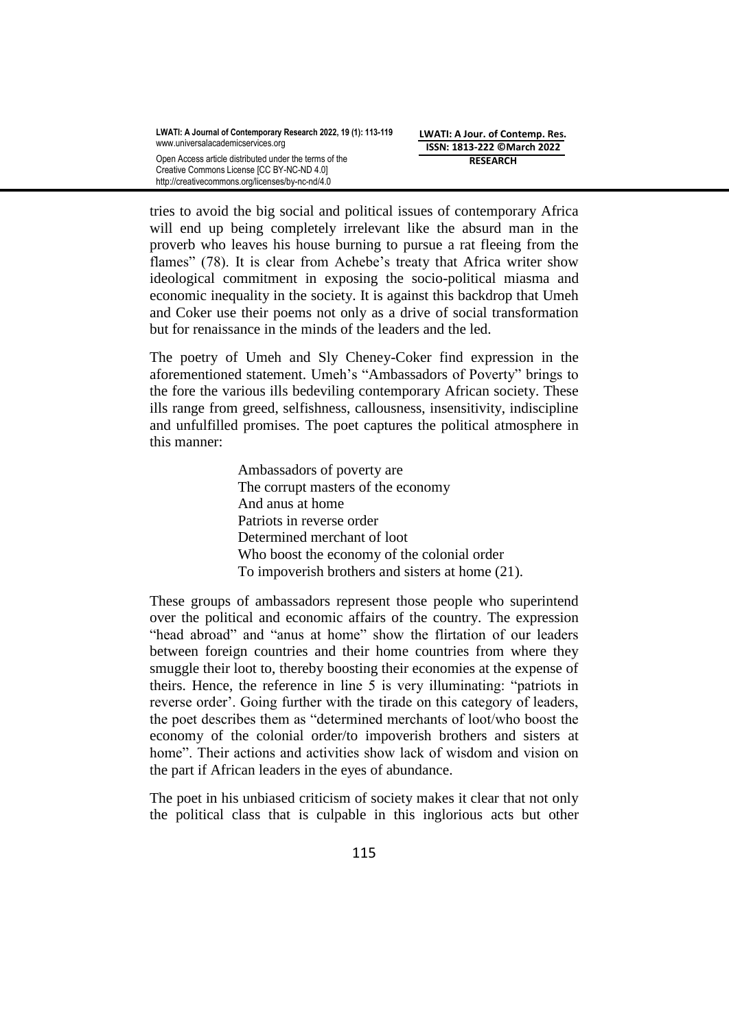tries to avoid the big social and political issues of contemporary Africa will end up being completely irrelevant like the absurd man in the proverb who leaves his house burning to pursue a rat fleeing from the flames" (78). It is clear from Achebe's treaty that Africa writer show ideological commitment in exposing the socio-political miasma and economic inequality in the society. It is against this backdrop that Umeh and Coker use their poems not only as a drive of social transformation but for renaissance in the minds of the leaders and the led.

The poetry of Umeh and Sly Cheney-Coker find expression in the aforementioned statement. Umeh's "Ambassadors of Poverty" brings to the fore the various ills bedeviling contemporary African society. These ills range from greed, selfishness, callousness, insensitivity, indiscipline and unfulfilled promises. The poet captures the political atmosphere in this manner:

> Ambassadors of poverty are
> The corrupt masters of the economy
> And anus at home
> Patriots in reverse order
> Determined merchant of loot
> Who boost the economy of the colonial order
> To impoverish brothers and sisters at home (21).

These groups of ambassadors represent those people who superintend over the political and economic affairs of the country. The expression "head abroad" and "anus at home" show the flirtation of our leaders between foreign countries and their home countries from where they smuggle their loot to, thereby boosting their economies at the expense of theirs. Hence, the reference in line 5 is very illuminating: "patriots in reverse order'. Going further with the tirade on this category of leaders, the poet describes them as "determined merchants of loot/who boost the economy of the colonial order/to impoverish brothers and sisters at home". Their actions and activities show lack of wisdom and vision on the part if African leaders in the eyes of abundance.

The poet in his unbiased criticism of society makes it clear that not only the political class that is culpable in this inglorious acts but other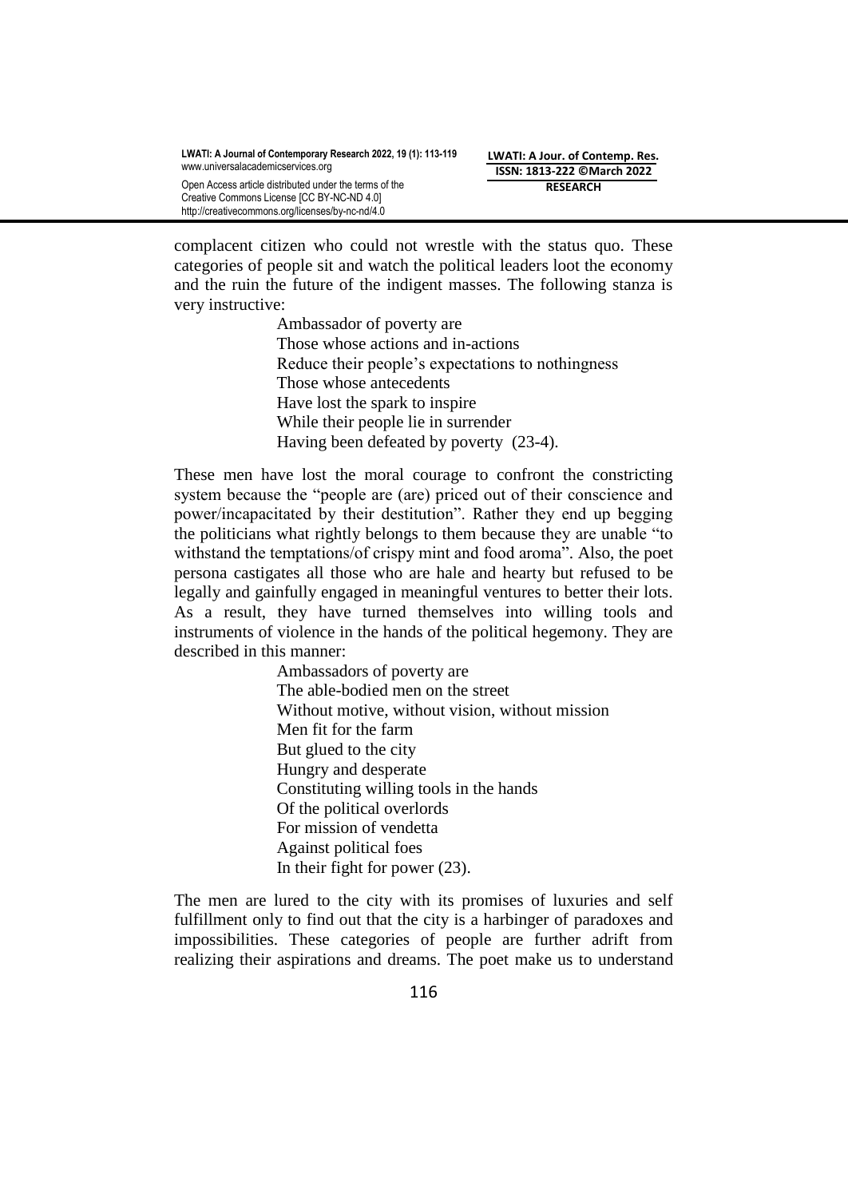complacent citizen who could not wrestle with the status quo. These categories of people sit and watch the political leaders loot the economy and the ruin the future of the indigent masses. The following stanza is very instructive:

> Ambassador of poverty are  
> Those whose actions and in-actions  
> Reduce their people's expectations to nothingness  
> Those whose antecedents  
> Have lost the spark to inspire  
> While their people lie in surrender  
> Having been defeated by poverty (23-4).

These men have lost the moral courage to confront the constricting system because the "people are (are) priced out of their conscience and power/incapacitated by their destitution". Rather they end up begging the politicians what rightly belongs to them because they are unable "to withstand the temptations/of crispy mint and food aroma". Also, the poet persona castigates all those who are hale and hearty but refused to be legally and gainfully engaged in meaningful ventures to better their lots. As a result, they have turned themselves into willing tools and instruments of violence in the hands of the political hegemony. They are described in this manner:

> Ambassadors of poverty are  
> The able-bodied men on the street  
> Without motive, without vision, without mission  
> Men fit for the farm  
> But glued to the city  
> Hungry and desperate  
> Constituting willing tools in the hands  
> Of the political overlords  
> For mission of vendetta  
> Against political foes  
> In their fight for power (23).

The men are lured to the city with its promises of luxuries and self fulfillment only to find out that the city is a harbinger of paradoxes and impossibilities. These categories of people are further adrift from realizing their aspirations and dreams. The poet make us to understand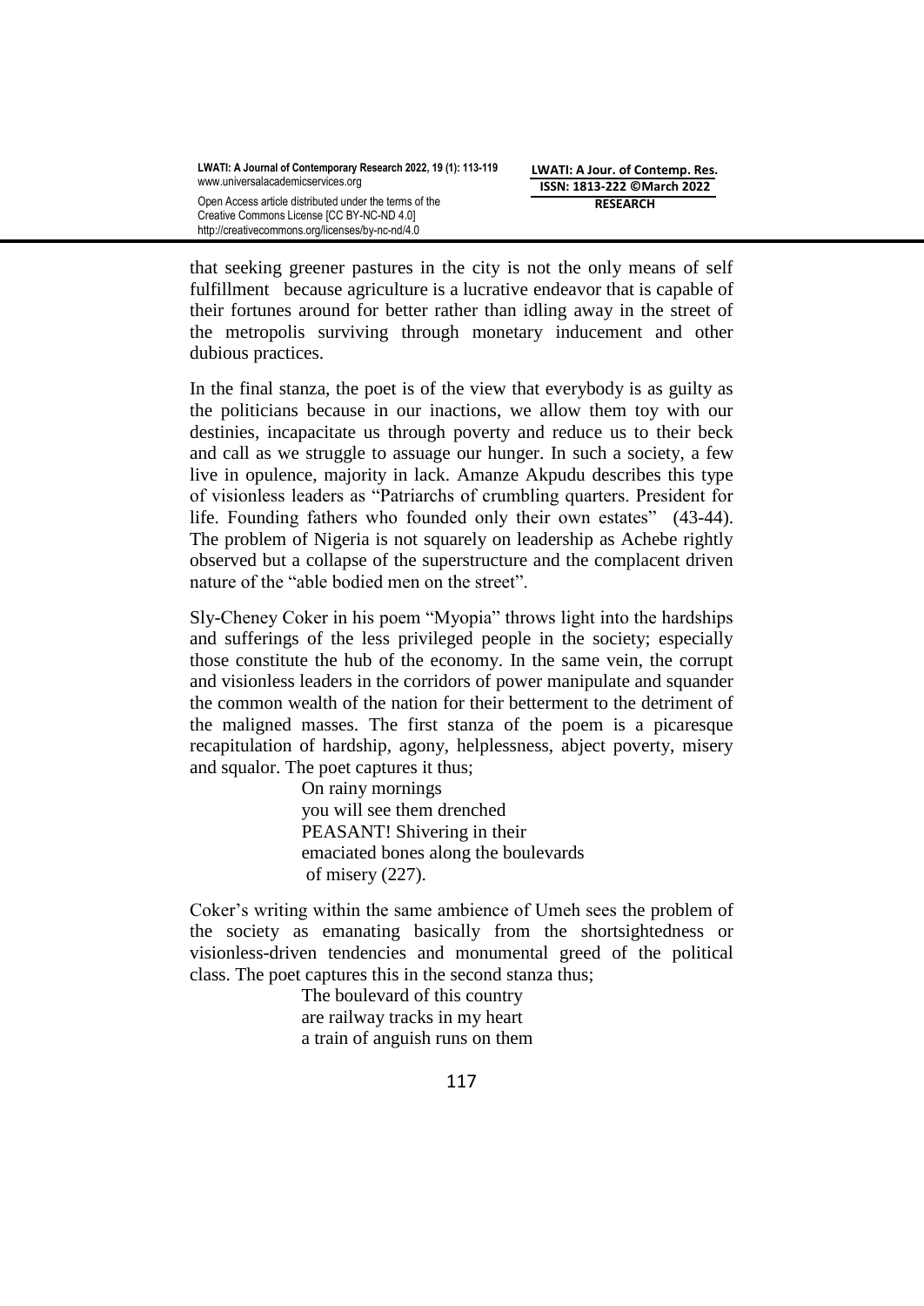that seeking greener pastures in the city is not the only means of self fulfillment because agriculture is a lucrative endeavor that is capable of their fortunes around for better rather than idling away in the street of the metropolis surviving through monetary inducement and other dubious practices.

In the final stanza, the poet is of the view that everybody is as guilty as the politicians because in our inactions, we allow them toy with our destinies, incapacitate us through poverty and reduce us to their beck and call as we struggle to assuage our hunger. In such a society, a few live in opulence, majority in lack. Amanze Akpudu describes this type of visionless leaders as "Patriarchs of crumbling quarters. President for life. Founding fathers who founded only their own estates" (43-44). The problem of Nigeria is not squarely on leadership as Achebe rightly observed but a collapse of the superstructure and the complacent driven nature of the "able bodied men on the street".

Sly-Cheney Coker in his poem "Myopia" throws light into the hardships and sufferings of the less privileged people in the society; especially those constitute the hub of the economy. In the same vein, the corrupt and visionless leaders in the corridors of power manipulate and squander the common wealth of the nation for their betterment to the detriment of the maligned masses. The first stanza of the poem is a picaresque recapitulation of hardship, agony, helplessness, abject poverty, misery and squalor. The poet captures it thus;

> On rainy mornings
> you will see them drenched
> PEASANT! Shivering in their
> emaciated bones along the boulevards
> of misery (227).

Coker's writing within the same ambience of Umeh sees the problem of the society as emanating basically from the shortsightedness or visionless-driven tendencies and monumental greed of the political class. The poet captures this in the second stanza thus;

> The boulevard of this country
> are railway tracks in my heart
> a train of anguish runs on them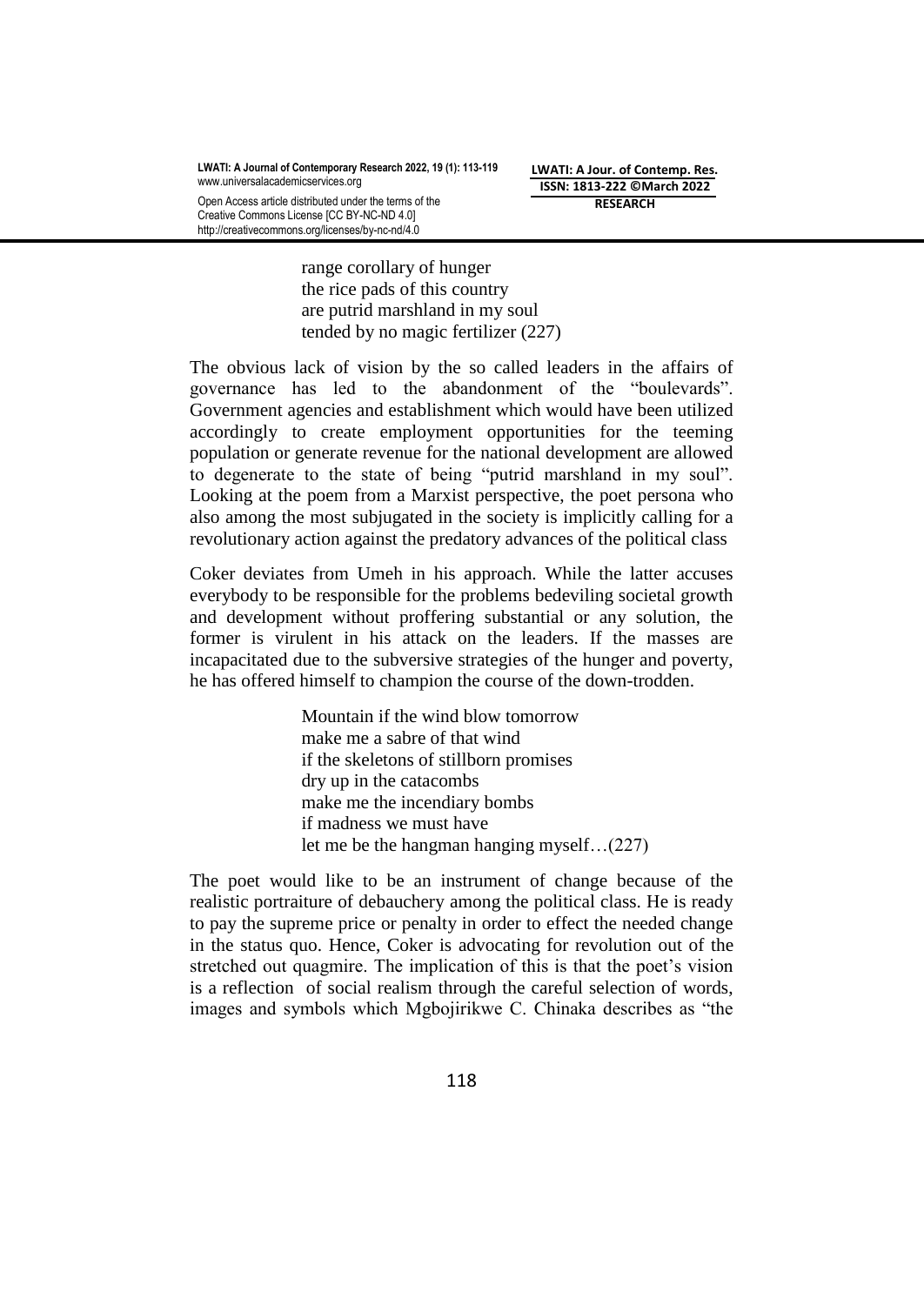range corollary of hunger
the rice pads of this country
are putrid marshland in my soul
tended by no magic fertilizer (227)

The obvious lack of vision by the so called leaders in the affairs of governance has led to the abandonment of the "boulevards". Government agencies and establishment which would have been utilized accordingly to create employment opportunities for the teeming population or generate revenue for the national development are allowed to degenerate to the state of being "putrid marshland in my soul". Looking at the poem from a Marxist perspective, the poet persona who also among the most subjugated in the society is implicitly calling for a revolutionary action against the predatory advances of the political class

Coker deviates from Umeh in his approach. While the latter accuses everybody to be responsible for the problems bedeviling societal growth and development without proffering substantial or any solution, the former is virulent in his attack on the leaders. If the masses are incapacitated due to the subversive strategies of the hunger and poverty, he has offered himself to champion the course of the down-trodden.

Mountain if the wind blow tomorrow
make me a sabre of that wind
if the skeletons of stillborn promises
dry up in the catacombs
make me the incendiary bombs
if madness we must have
let me be the hangman hanging myself…(227)

The poet would like to be an instrument of change because of the realistic portraiture of debauchery among the political class. He is ready to pay the supreme price or penalty in order to effect the needed change in the status quo. Hence, Coker is advocating for revolution out of the stretched out quagmire. The implication of this is that the poet's vision is a reflection of social realism through the careful selection of words, images and symbols which Mgbojirikwe C. Chinaka describes as "the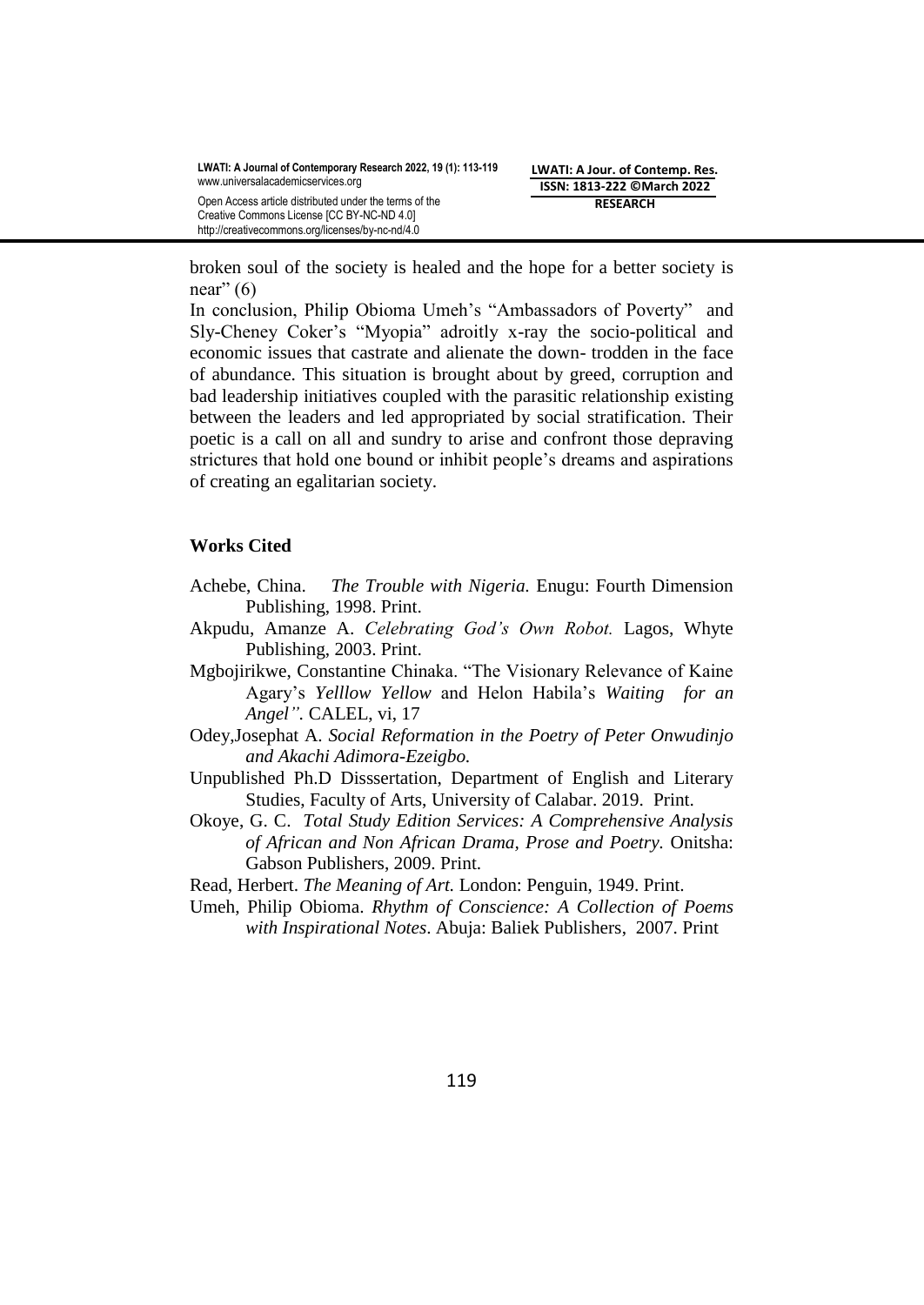broken soul of the society is healed and the hope for a better society is near" (6)

In conclusion, Philip Obioma Umeh's "Ambassadors of Poverty" and Sly-Cheney Coker's "Myopia" adroitly x-ray the socio-political and economic issues that castrate and alienate the down- trodden in the face of abundance. This situation is brought about by greed, corruption and bad leadership initiatives coupled with the parasitic relationship existing between the leaders and led appropriated by social stratification. Their poetic is a call on all and sundry to arise and confront those depraving strictures that hold one bound or inhibit people's dreams and aspirations of creating an egalitarian society.

## Works Cited

Achebe, China. *The Trouble with Nigeria.* Enugu: Fourth Dimension Publishing, 1998. Print.

Akpudu, Amanze A. *Celebrating God's Own Robot.* Lagos, Whyte Publishing, 2003. Print.

Mgbojirikwe, Constantine Chinaka. "The Visionary Relevance of Kaine Agary's *Yelllow Yellow* and Helon Habila's *Waiting for an Angel".* CALEL, vi, 17

Odey,Josephat A. *Social Reformation in the Poetry of Peter Onwudinjo and Akachi Adimora-Ezeigbo.*

Unpublished Ph.D Disssertation, Department of English and Literary Studies, Faculty of Arts, University of Calabar. 2019. Print.

Okoye, G. C. *Total Study Edition Services: A Comprehensive Analysis of African and Non African Drama, Prose and Poetry.* Onitsha: Gabson Publishers, 2009. Print.

Read, Herbert. *The Meaning of Art.* London: Penguin, 1949. Print.

Umeh, Philip Obioma. *Rhythm of Conscience: A Collection of Poems with Inspirational Notes*. Abuja: Baliek Publishers, 2007. Print